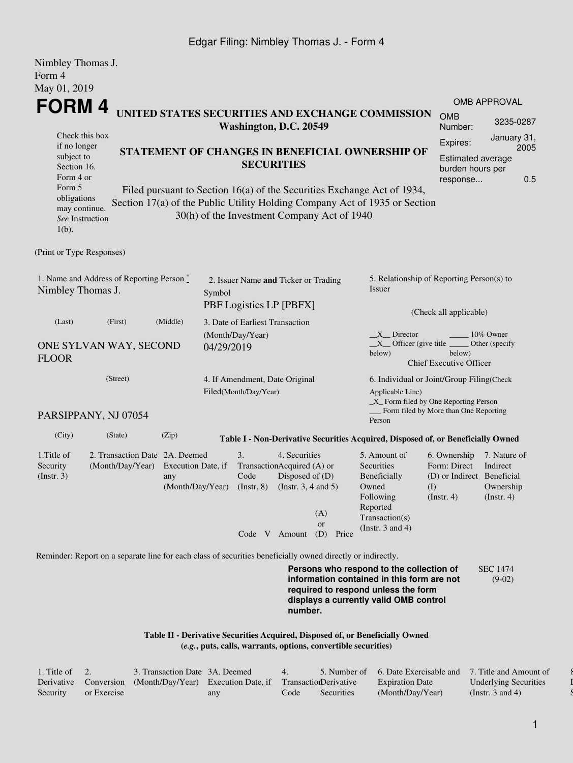Nimbley Thomas J.
Form 4
May 01, 2019

# FORM 4

## UNITED STATES SECURITIES AND EXCHANGE COMMISSION
Washington, D.C. 20549

Check this box if no longer subject to Section 16. Form 4 or Form 5 obligations may continue. *See* Instruction 1(b).

## STATEMENT OF CHANGES IN BENEFICIAL OWNERSHIP OF SECURITIES

Filed pursuant to Section 16(a) of the Securities Exchange Act of 1934, Section 17(a) of the Public Utility Holding Company Act of 1935 or Section 30(h) of the Investment Company Act of 1940

| OMB APPROVAL | |
|---|---|
| OMB Number: | 3235-0287 |
| Expires: | January 31, 2005 |
| Estimated average burden hours per response... | 0.5 |

(Print or Type Responses)

| 1. Name and Address of Reporting Person * | 2. Issuer Name **and** Ticker or Trading Symbol | 5. Relationship of Reporting Person(s) to Issuer |
|---|---|---|
| Nimbley Thomas J. | PBF Logistics LP [PBFX] | (Check all applicable) |
| (Last) (First) (Middle) | 3. Date of Earliest Transaction (Month/Day/Year) | __X__ Director _____ 10% Owner |
| ONE SYLVAN WAY, SECOND FLOOR | 04/29/2019 | __X__ Officer (give title below) _____ Other (specify below) Chief Executive Officer |
| (Street) | 4. If Amendment, Date Original Filed(Month/Day/Year) | 6. Individual or Joint/Group Filing(Check Applicable Line) _X_ Form filed by One Reporting Person ___ Form filed by More than One Reporting Person |
| PARSIPPANY, NJ 07054 | | |
| (City) (State) (Zip) | | |

### Table I - Non-Derivative Securities Acquired, Disposed of, or Beneficially Owned

| 1.Title of Security (Instr. 3) | 2. Transaction Date (Month/Day/Year) | 2A. Deemed Execution Date, if any (Month/Day/Year) | 3. Transaction Code (Instr. 8) | | 4. Securities Acquired (A) or Disposed of (D) (Instr. 3, 4 and 5) | | | 5. Amount of Securities Beneficially Owned Following Reported Transaction(s) (Instr. 3 and 4) | 6. Ownership Form: Direct (D) or Indirect (I) (Instr. 4) | 7. Nature of Indirect Beneficial Ownership (Instr. 4) |
|---|---|---|---|---|---|---|---|---|---|---|
| | | | Code | V | Amount | (A) or (D) | Price | | | |

Reminder: Report on a separate line for each class of securities beneficially owned directly or indirectly.

**Persons who respond to the collection of information contained in this form are not required to respond unless the form displays a currently valid OMB control number.**

SEC 1474 (9-02)

### Table II - Derivative Securities Acquired, Disposed of, or Beneficially Owned (*e.g.*, puts, calls, warrants, options, convertible securities)

| 1. Title of Derivative Security | 2. Conversion or Exercise | 3. Transaction Date (Month/Day/Year) | 3A. Deemed Execution Date, if any | 4. Transaction Code | 5. Number of Derivative Securities | 6. Date Exercisable and Expiration Date (Month/Day/Year) | 7. Title and Amount of Underlying Securities (Instr. 3 and 4) |
|---|---|---|---|---|---|---|---|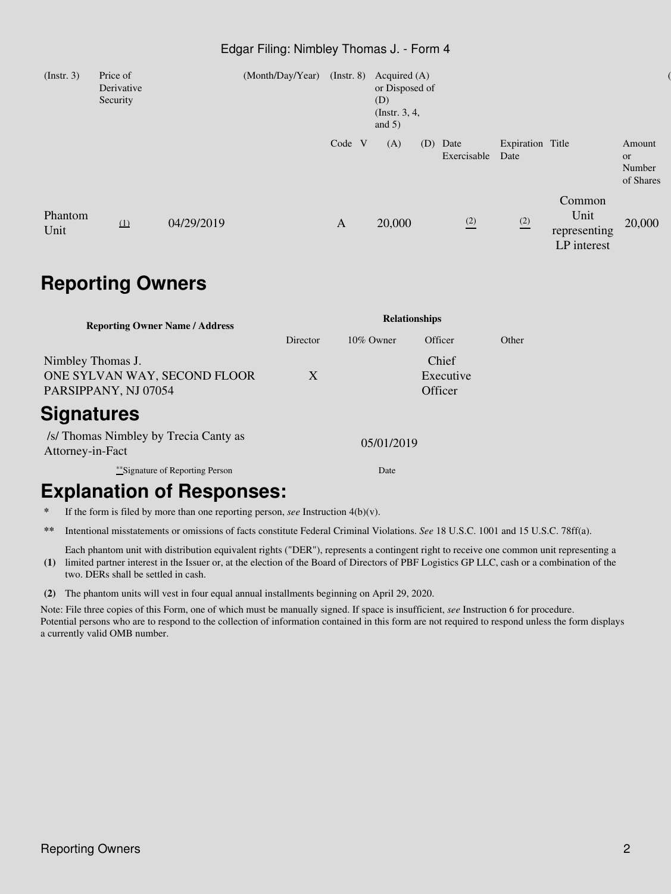| (Instr. 3) | Price of Derivative Security | | (Month/Day/Year) | (Instr. 8) | | Acquired (A) or Disposed of (D) (Instr. 3, 4, and 5) | | | | | |
|---|---|---|---|---|---|---|---|---|---|---|---|
| | | | | Code | V | (A) | (D) | Date Exercisable | Expiration Date | Title | Amount or Number of Shares |
| Phantom Unit | (1) | | 04/29/2019 | A | | 20,000 | | (2) | (2) | Common Unit representing LP interest | 20,000 |

## Reporting Owners

| Reporting Owner Name / Address | Relationships | | | |
|---|---|---|---|---|
| | Director | 10% Owner | Officer | Other |
| Nimbley Thomas J.<br>ONE SYLVAN WAY, SECOND FLOOR<br>PARSIPPANY, NJ 07054 | X | | Chief Executive Officer | |

## Signatures

| | |
|---|---|
| /s/ Thomas Nimbley by Trecia Canty as Attorney-in-Fact | 05/01/2019 |
| **Signature of Reporting Person | Date |

## Explanation of Responses:

* If the form is filed by more than one reporting person, *see* Instruction 4(b)(v).

** Intentional misstatements or omissions of facts constitute Federal Criminal Violations. *See* 18 U.S.C. 1001 and 15 U.S.C. 78ff(a).

(1) Each phantom unit with distribution equivalent rights ("DER"), represents a contingent right to receive one common unit representing a limited partner interest in the Issuer or, at the election of the Board of Directors of PBF Logistics GP LLC, cash or a combination of the two. DERs shall be settled in cash.

(2) The phantom units will vest in four equal annual installments beginning on April 29, 2020.

Note: File three copies of this Form, one of which must be manually signed. If space is insufficient, *see* Instruction 6 for procedure.
Potential persons who are to respond to the collection of information contained in this form are not required to respond unless the form displays a currently valid OMB number.